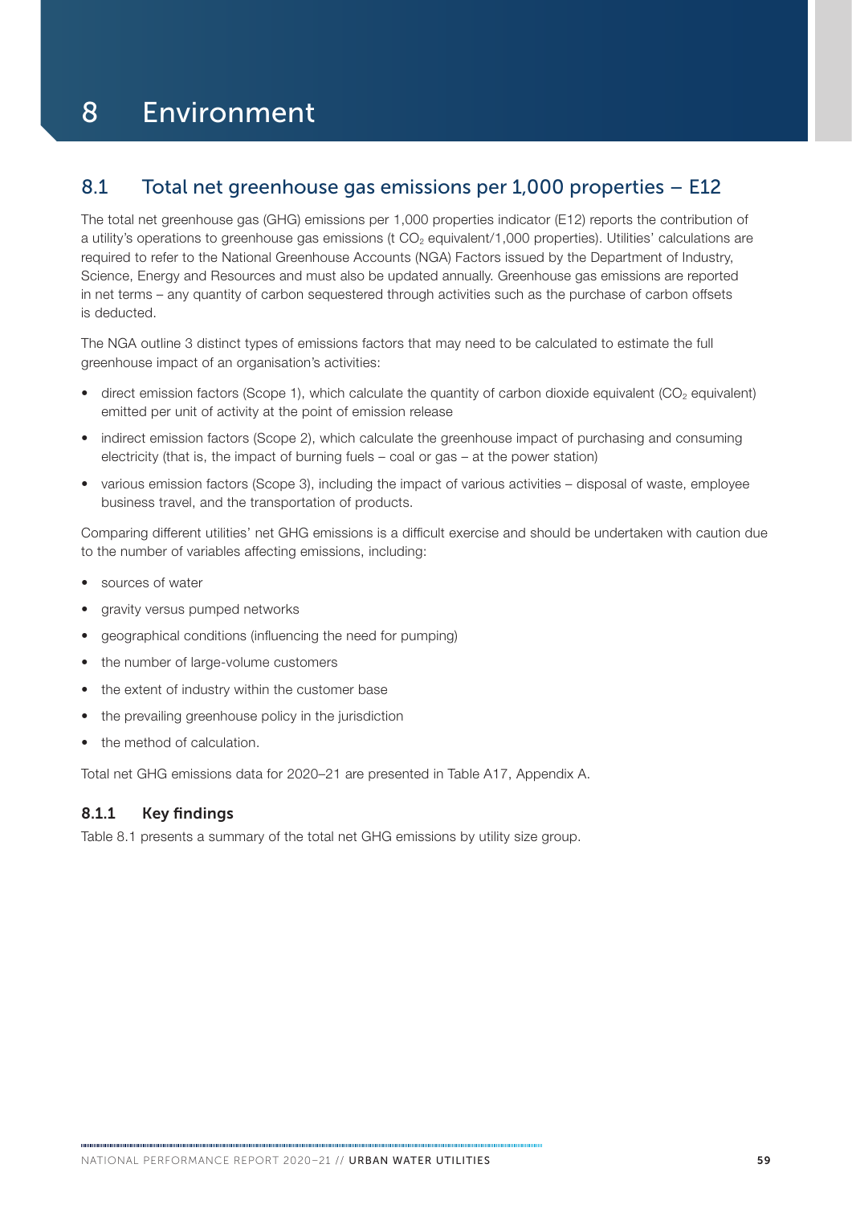# 8 Environment

## 8.1 Total net greenhouse gas emissions per 1,000 properties – E12

The total net greenhouse gas (GHG) emissions per 1,000 properties indicator (E12) reports the contribution of a utility's operations to greenhouse gas emissions (t $CO_2$ equivalent/1,000 properties). Utilities' calculations are required to refer to the National Greenhouse Accounts (NGA) Factors issued by the Department of Industry, Science, Energy and Resources and must also be updated annually. Greenhouse gas emissions are reported in net terms – any quantity of carbon sequestered through activities such as the purchase of carbon offsets is deducted.

The NGA outline 3 distinct types of emissions factors that may need to be calculated to estimate the full greenhouse impact of an organisation's activities:

- direct emission factors (Scope 1), which calculate the quantity of carbon dioxide equivalent ($CO_2$ equivalent) emitted per unit of activity at the point of emission release
- indirect emission factors (Scope 2), which calculate the greenhouse impact of purchasing and consuming electricity (that is, the impact of burning fuels – coal or gas – at the power station)
- various emission factors (Scope 3), including the impact of various activities – disposal of waste, employee business travel, and the transportation of products.

Comparing different utilities' net GHG emissions is a difficult exercise and should be undertaken with caution due to the number of variables affecting emissions, including:

- sources of water
- gravity versus pumped networks
- geographical conditions (influencing the need for pumping)
- the number of large-volume customers
- the extent of industry within the customer base
- the prevailing greenhouse policy in the jurisdiction
- the method of calculation.

Total net GHG emissions data for 2020–21 are presented in Table A17, Appendix A.

### 8.1.1 Key findings

Table 8.1 presents a summary of the total net GHG emissions by utility size group.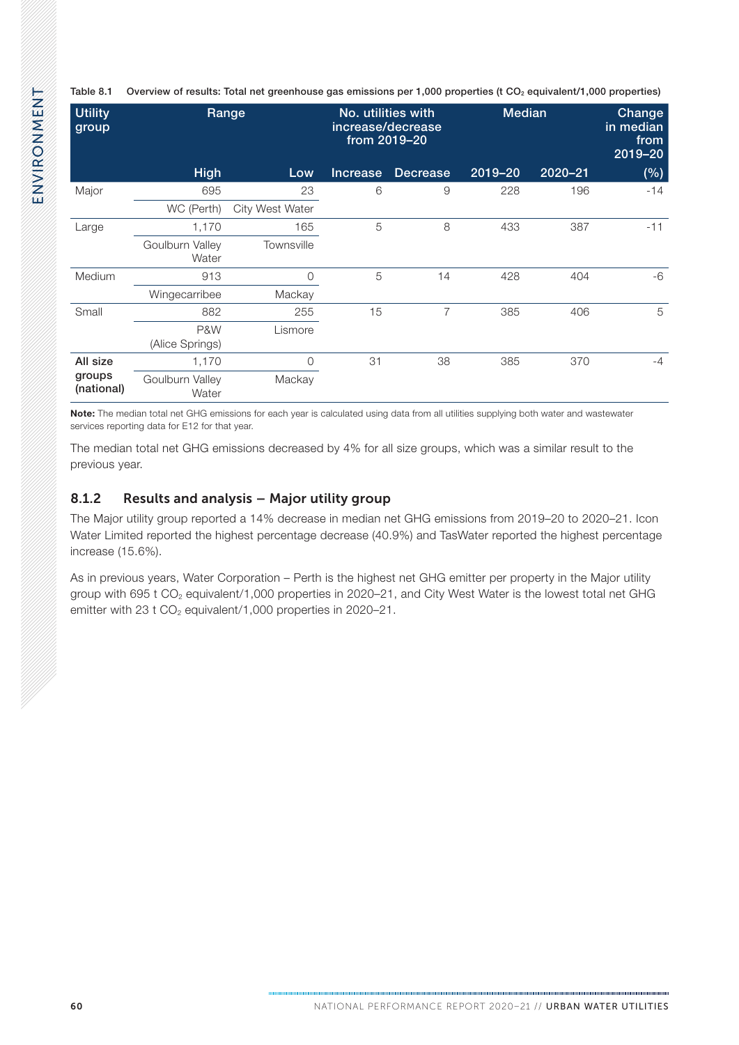Table 8.1 Overview of results: Total net greenhouse gas emissions per 1,000 properties (t $CO_2$ equivalent/1,000 properties)

| Utility group | Range | | No. utilities with increase/decrease from 2019–20 | | Median | | Change in median from 2019–20 |
|---|---|---|---|---|---|---|---|
| | High | Low | Increase | Decrease | 2019–20 | 2020–21 | (%) |
| Major | 695<br>WC (Perth) | 23<br>City West Water | 6 | 9 | 228 | 196 | -14 |
| Large | 1,170<br>Goulburn Valley Water | 165<br>Townsville | 5 | 8 | 433 | 387 | -11 |
| Medium | 913<br>Wingecarribee | 0<br>Mackay | 5 | 14 | 428 | 404 | -6 |
| Small | 882<br>P&W (Alice Springs) | 255<br>Lismore | 15 | 7 | 385 | 406 | 5 |
| **All size groups (national)** | 1,170<br>Goulburn Valley Water | 0<br>Mackay | 31 | 38 | 385 | 370 | -4 |

**Note:** The median total net GHG emissions for each year is calculated using data from all utilities supplying both water and wastewater services reporting data for E12 for that year.

The median total net GHG emissions decreased by 4% for all size groups, which was a similar result to the previous year.

### 8.1.2 Results and analysis – Major utility group

The Major utility group reported a 14% decrease in median net GHG emissions from 2019–20 to 2020–21. Icon Water Limited reported the highest percentage decrease (40.9%) and TasWater reported the highest percentage increase (15.6%).

As in previous years, Water Corporation – Perth is the highest net GHG emitter per property in the Major utility group with 695 t $CO_2$ equivalent/1,000 properties in 2020–21, and City West Water is the lowest total net GHG emitter with 23 t $CO_2$ equivalent/1,000 properties in 2020–21.